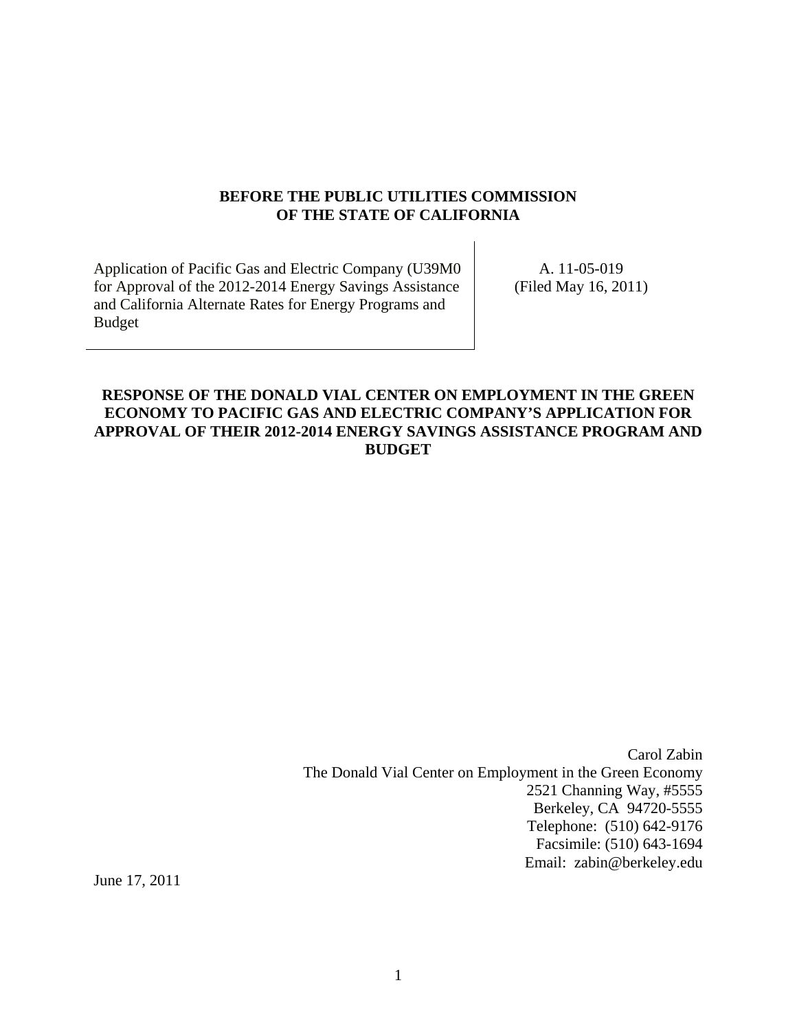**BEFORE THE PUBLIC UTILITIES COMMISSION OF THE STATE OF CALIFORNIA**

| Application of Pacific Gas and Electric Company (U39M0 for Approval of the 2012-2014 Energy Savings Assistance and California Alternate Rates for Energy Programs and Budget | A. 11-05-019 (Filed May 16, 2011) |
|---|---|

**RESPONSE OF THE DONALD VIAL CENTER ON EMPLOYMENT IN THE GREEN ECONOMY TO PACIFIC GAS AND ELECTRIC COMPANY'S APPLICATION FOR APPROVAL OF THEIR 2012-2014 ENERGY SAVINGS ASSISTANCE PROGRAM AND BUDGET**

Carol Zabin
The Donald Vial Center on Employment in the Green Economy
2521 Channing Way, #5555
Berkeley, CA 94720-5555
Telephone: (510) 642-9176
Facsimile: (510) 643-1694
Email: zabin@berkeley.edu

June 17, 2011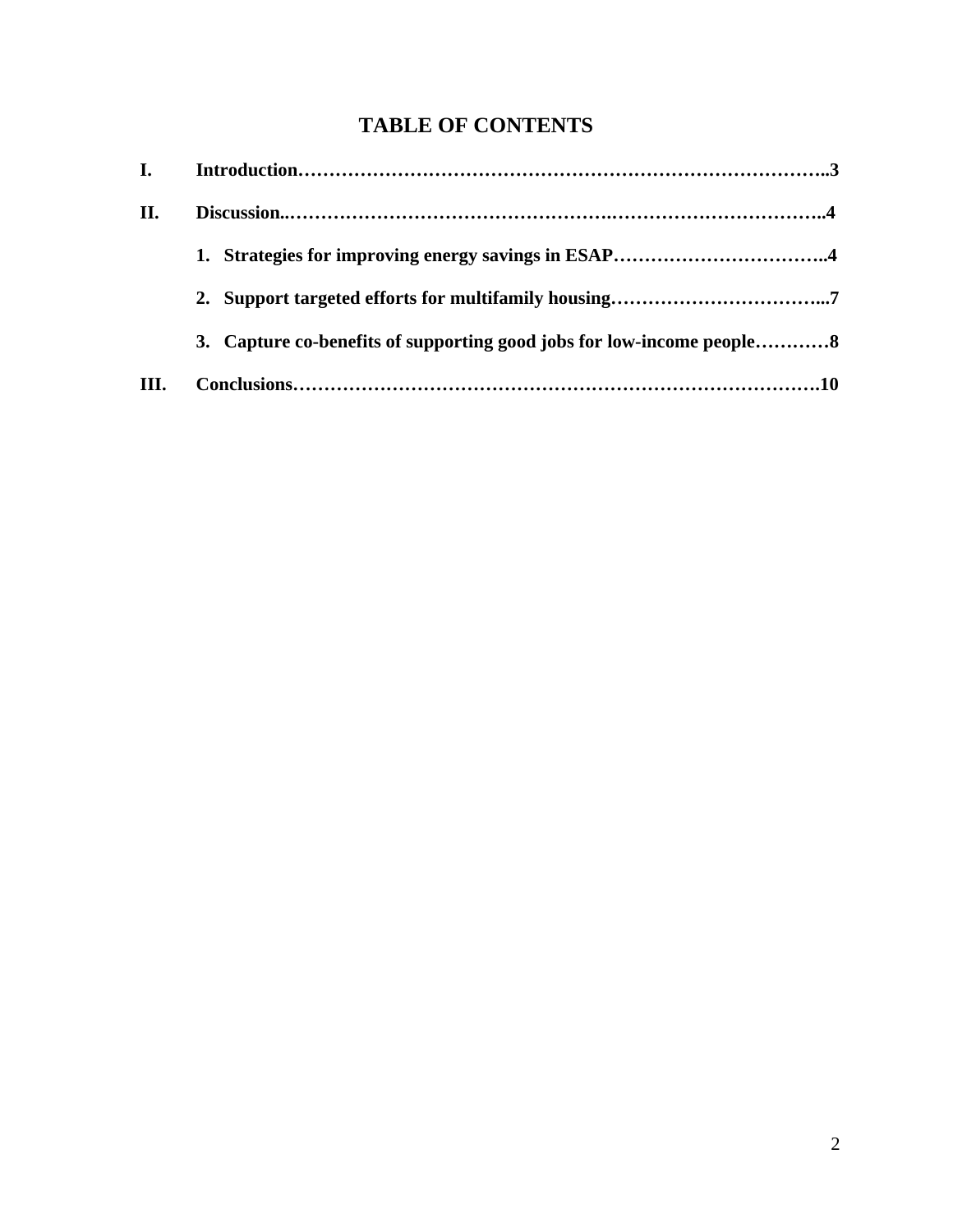# TABLE OF CONTENTS

**I. Introduction……………………………………………………………………………..3**

**II. Discussion..……………………………………………..……………………………..4**

**1. Strategies for improving energy savings in ESAP……………………………..4**

**2. Support targeted efforts for multifamily housing……………………………...7**

**3. Capture co-benefits of supporting good jobs for low-income people…………8**

**III. Conclusions………………………………………………………………………….10**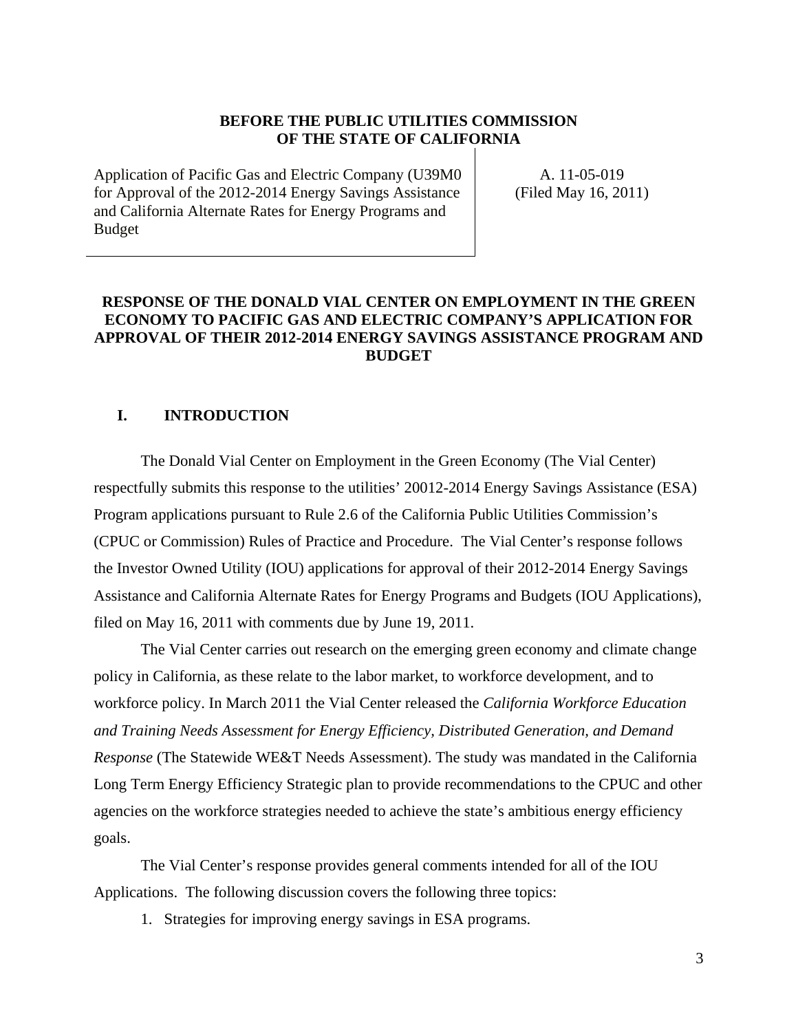**BEFORE THE PUBLIC UTILITIES COMMISSION OF THE STATE OF CALIFORNIA**

| Application of Pacific Gas and Electric Company (U39M0 for Approval of the 2012-2014 Energy Savings Assistance and California Alternate Rates for Energy Programs and Budget | A. 11-05-019 (Filed May 16, 2011) |
|---|---|

**RESPONSE OF THE DONALD VIAL CENTER ON EMPLOYMENT IN THE GREEN ECONOMY TO PACIFIC GAS AND ELECTRIC COMPANY'S APPLICATION FOR APPROVAL OF THEIR 2012-2014 ENERGY SAVINGS ASSISTANCE PROGRAM AND BUDGET**

## I. INTRODUCTION

The Donald Vial Center on Employment in the Green Economy (The Vial Center) respectfully submits this response to the utilities' 20012-2014 Energy Savings Assistance (ESA) Program applications pursuant to Rule 2.6 of the California Public Utilities Commission's (CPUC or Commission) Rules of Practice and Procedure. The Vial Center's response follows the Investor Owned Utility (IOU) applications for approval of their 2012-2014 Energy Savings Assistance and California Alternate Rates for Energy Programs and Budgets (IOU Applications), filed on May 16, 2011 with comments due by June 19, 2011.

The Vial Center carries out research on the emerging green economy and climate change policy in California, as these relate to the labor market, to workforce development, and to workforce policy. In March 2011 the Vial Center released the *California Workforce Education and Training Needs Assessment for Energy Efficiency, Distributed Generation, and Demand Response* (The Statewide WE&T Needs Assessment). The study was mandated in the California Long Term Energy Efficiency Strategic plan to provide recommendations to the CPUC and other agencies on the workforce strategies needed to achieve the state's ambitious energy efficiency goals.

The Vial Center's response provides general comments intended for all of the IOU Applications. The following discussion covers the following three topics:

1. Strategies for improving energy savings in ESA programs.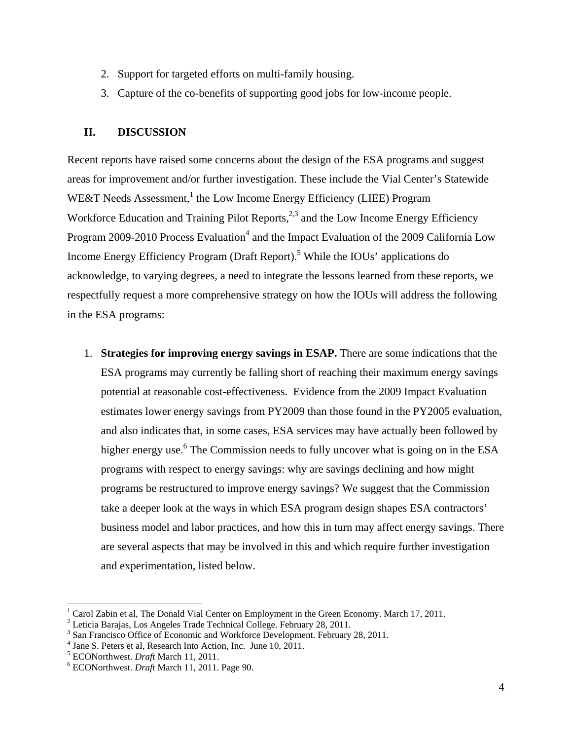2. Support for targeted efforts on multi-family housing.
3. Capture of the co-benefits of supporting good jobs for low-income people.

## II. DISCUSSION

Recent reports have raised some concerns about the design of the ESA programs and suggest areas for improvement and/or further investigation. These include the Vial Center's Statewide WE&T Needs Assessment,[1] the Low Income Energy Efficiency (LIEE) Program Workforce Education and Training Pilot Reports,[2,3] and the Low Income Energy Efficiency Program 2009-2010 Process Evaluation[4] and the Impact Evaluation of the 2009 California Low Income Energy Efficiency Program (Draft Report).[5] While the IOUs' applications do acknowledge, to varying degrees, a need to integrate the lessons learned from these reports, we respectfully request a more comprehensive strategy on how the IOUs will address the following in the ESA programs:

1. **Strategies for improving energy savings in ESAP.** There are some indications that the ESA programs may currently be falling short of reaching their maximum energy savings potential at reasonable cost-effectiveness. Evidence from the 2009 Impact Evaluation estimates lower energy savings from PY2009 than those found in the PY2005 evaluation, and also indicates that, in some cases, ESA services may have actually been followed by higher energy use.[6] The Commission needs to fully uncover what is going on in the ESA programs with respect to energy savings: why are savings declining and how might programs be restructured to improve energy savings? We suggest that the Commission take a deeper look at the ways in which ESA program design shapes ESA contractors' business model and labor practices, and how this in turn may affect energy savings. There are several aspects that may be involved in this and which require further investigation and experimentation, listed below.

---

[1] Carol Zabin et al, The Donald Vial Center on Employment in the Green Economy. March 17, 2011.
[2] Leticia Barajas, Los Angeles Trade Technical College. February 28, 2011.
[3] San Francisco Office of Economic and Workforce Development. February 28, 2011.
[4] Jane S. Peters et al, Research Into Action, Inc. June 10, 2011.
[5] ECONorthwest. *Draft* March 11, 2011.
[6] ECONorthwest. *Draft* March 11, 2011. Page 90.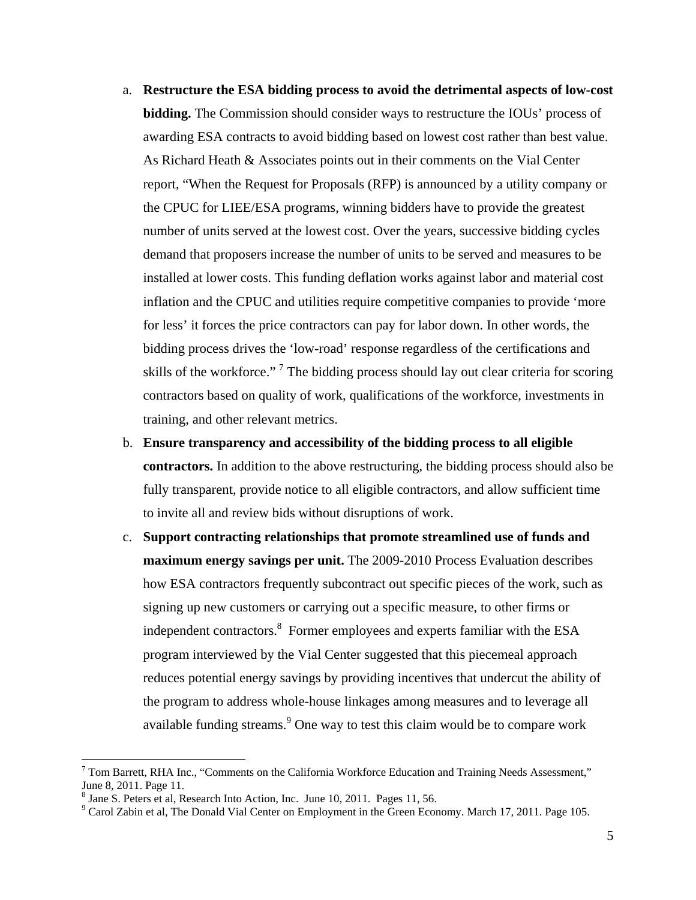a. **Restructure the ESA bidding process to avoid the detrimental aspects of low-cost bidding.** The Commission should consider ways to restructure the IOUs' process of awarding ESA contracts to avoid bidding based on lowest cost rather than best value. As Richard Heath & Associates points out in their comments on the Vial Center report, "When the Request for Proposals (RFP) is announced by a utility company or the CPUC for LIEE/ESA programs, winning bidders have to provide the greatest number of units served at the lowest cost. Over the years, successive bidding cycles demand that proposers increase the number of units to be served and measures to be installed at lower costs. This funding deflation works against labor and material cost inflation and the CPUC and utilities require competitive companies to provide 'more for less' it forces the price contractors can pay for labor down. In other words, the bidding process drives the 'low-road' response regardless of the certifications and skills of the workforce." [7] The bidding process should lay out clear criteria for scoring contractors based on quality of work, qualifications of the workforce, investments in training, and other relevant metrics.

b. **Ensure transparency and accessibility of the bidding process to all eligible contractors.** In addition to the above restructuring, the bidding process should also be fully transparent, provide notice to all eligible contractors, and allow sufficient time to invite all and review bids without disruptions of work.

c. **Support contracting relationships that promote streamlined use of funds and maximum energy savings per unit.** The 2009-2010 Process Evaluation describes how ESA contractors frequently subcontract out specific pieces of the work, such as signing up new customers or carrying out a specific measure, to other firms or independent contractors.[8] Former employees and experts familiar with the ESA program interviewed by the Vial Center suggested that this piecemeal approach reduces potential energy savings by providing incentives that undercut the ability of the program to address whole-house linkages among measures and to leverage all available funding streams.[9] One way to test this claim would be to compare work

---

[7] Tom Barrett, RHA Inc., "Comments on the California Workforce Education and Training Needs Assessment," June 8, 2011. Page 11.

[8] Jane S. Peters et al, Research Into Action, Inc. June 10, 2011. Pages 11, 56.

[9] Carol Zabin et al, The Donald Vial Center on Employment in the Green Economy. March 17, 2011. Page 105.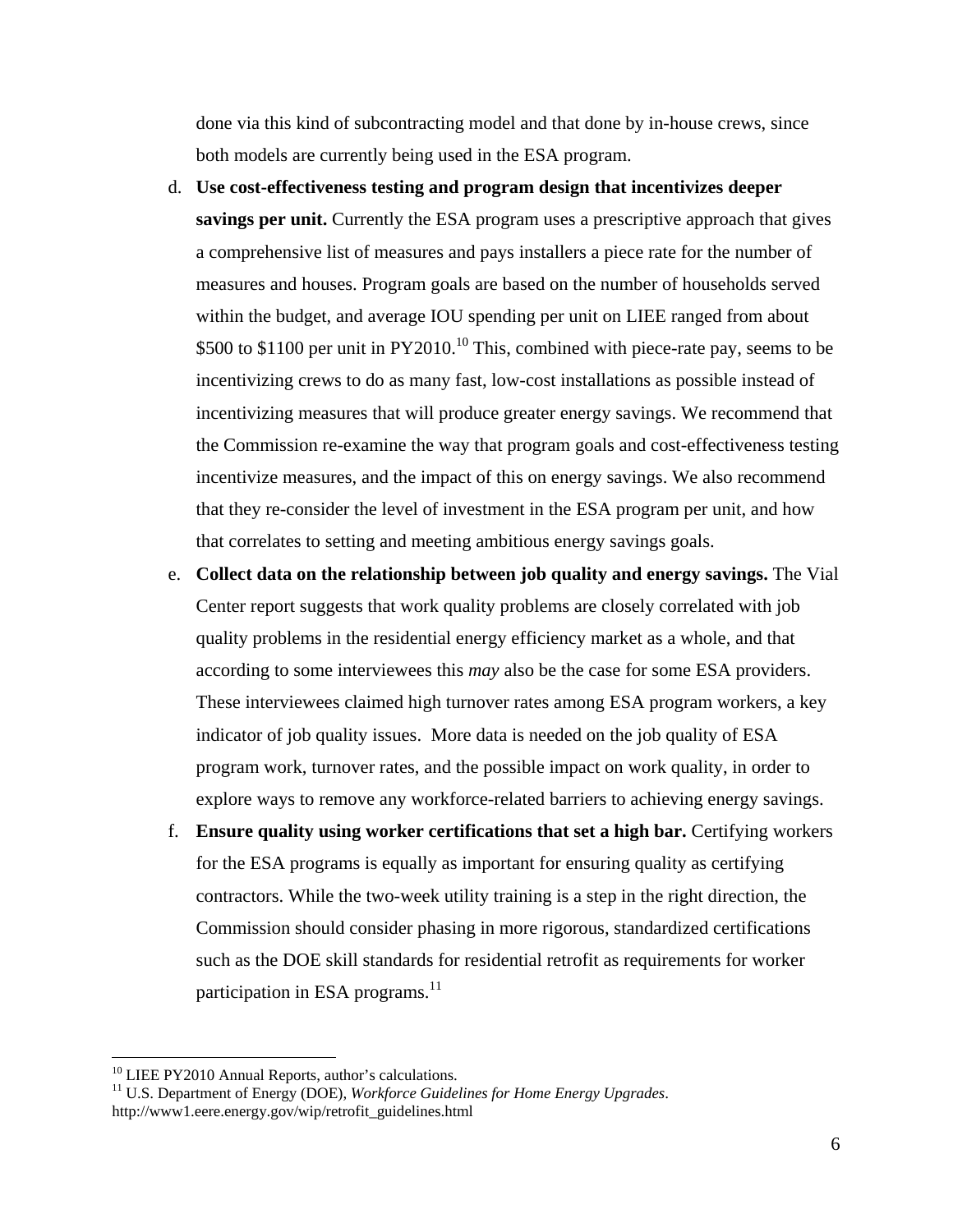done via this kind of subcontracting model and that done by in-house crews, since both models are currently being used in the ESA program.

d. **Use cost-effectiveness testing and program design that incentivizes deeper savings per unit.** Currently the ESA program uses a prescriptive approach that gives a comprehensive list of measures and pays installers a piece rate for the number of measures and houses. Program goals are based on the number of households served within the budget, and average IOU spending per unit on LIEE ranged from about \$500 to \$1100 per unit in PY2010.[10] This, combined with piece-rate pay, seems to be incentivizing crews to do as many fast, low-cost installations as possible instead of incentivizing measures that will produce greater energy savings. We recommend that the Commission re-examine the way that program goals and cost-effectiveness testing incentivize measures, and the impact of this on energy savings. We also recommend that they re-consider the level of investment in the ESA program per unit, and how that correlates to setting and meeting ambitious energy savings goals.

e. **Collect data on the relationship between job quality and energy savings.** The Vial Center report suggests that work quality problems are closely correlated with job quality problems in the residential energy efficiency market as a whole, and that according to some interviewees this *may* also be the case for some ESA providers. These interviewees claimed high turnover rates among ESA program workers, a key indicator of job quality issues. More data is needed on the job quality of ESA program work, turnover rates, and the possible impact on work quality, in order to explore ways to remove any workforce-related barriers to achieving energy savings.

f. **Ensure quality using worker certifications that set a high bar.** Certifying workers for the ESA programs is equally as important for ensuring quality as certifying contractors. While the two-week utility training is a step in the right direction, the Commission should consider phasing in more rigorous, standardized certifications such as the DOE skill standards for residential retrofit as requirements for worker participation in ESA programs.[11]

---

[10] LIEE PY2010 Annual Reports, author's calculations.

[11] U.S. Department of Energy (DOE), *Workforce Guidelines for Home Energy Upgrades*. http://www1.eere.energy.gov/wip/retrofit_guidelines.html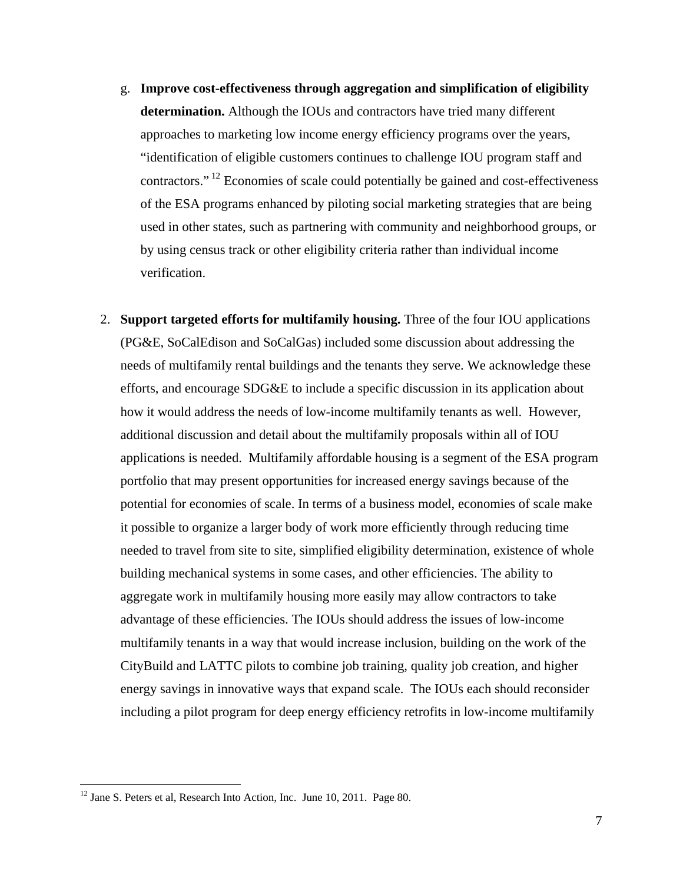g. **Improve cost-effectiveness through aggregation and simplification of eligibility determination.** Although the IOUs and contractors have tried many different approaches to marketing low income energy efficiency programs over the years, "identification of eligible customers continues to challenge IOU program staff and contractors."[12] Economies of scale could potentially be gained and cost-effectiveness of the ESA programs enhanced by piloting social marketing strategies that are being used in other states, such as partnering with community and neighborhood groups, or by using census track or other eligibility criteria rather than individual income verification.

2. **Support targeted efforts for multifamily housing.** Three of the four IOU applications (PG&E, SoCalEdison and SoCalGas) included some discussion about addressing the needs of multifamily rental buildings and the tenants they serve. We acknowledge these efforts, and encourage SDG&E to include a specific discussion in its application about how it would address the needs of low-income multifamily tenants as well. However, additional discussion and detail about the multifamily proposals within all of IOU applications is needed. Multifamily affordable housing is a segment of the ESA program portfolio that may present opportunities for increased energy savings because of the potential for economies of scale. In terms of a business model, economies of scale make it possible to organize a larger body of work more efficiently through reducing time needed to travel from site to site, simplified eligibility determination, existence of whole building mechanical systems in some cases, and other efficiencies. The ability to aggregate work in multifamily housing more easily may allow contractors to take advantage of these efficiencies. The IOUs should address the issues of low-income multifamily tenants in a way that would increase inclusion, building on the work of the CityBuild and LATTC pilots to combine job training, quality job creation, and higher energy savings in innovative ways that expand scale. The IOUs each should reconsider including a pilot program for deep energy efficiency retrofits in low-income multifamily

---

[12] Jane S. Peters et al, Research Into Action, Inc. June 10, 2011. Page 80.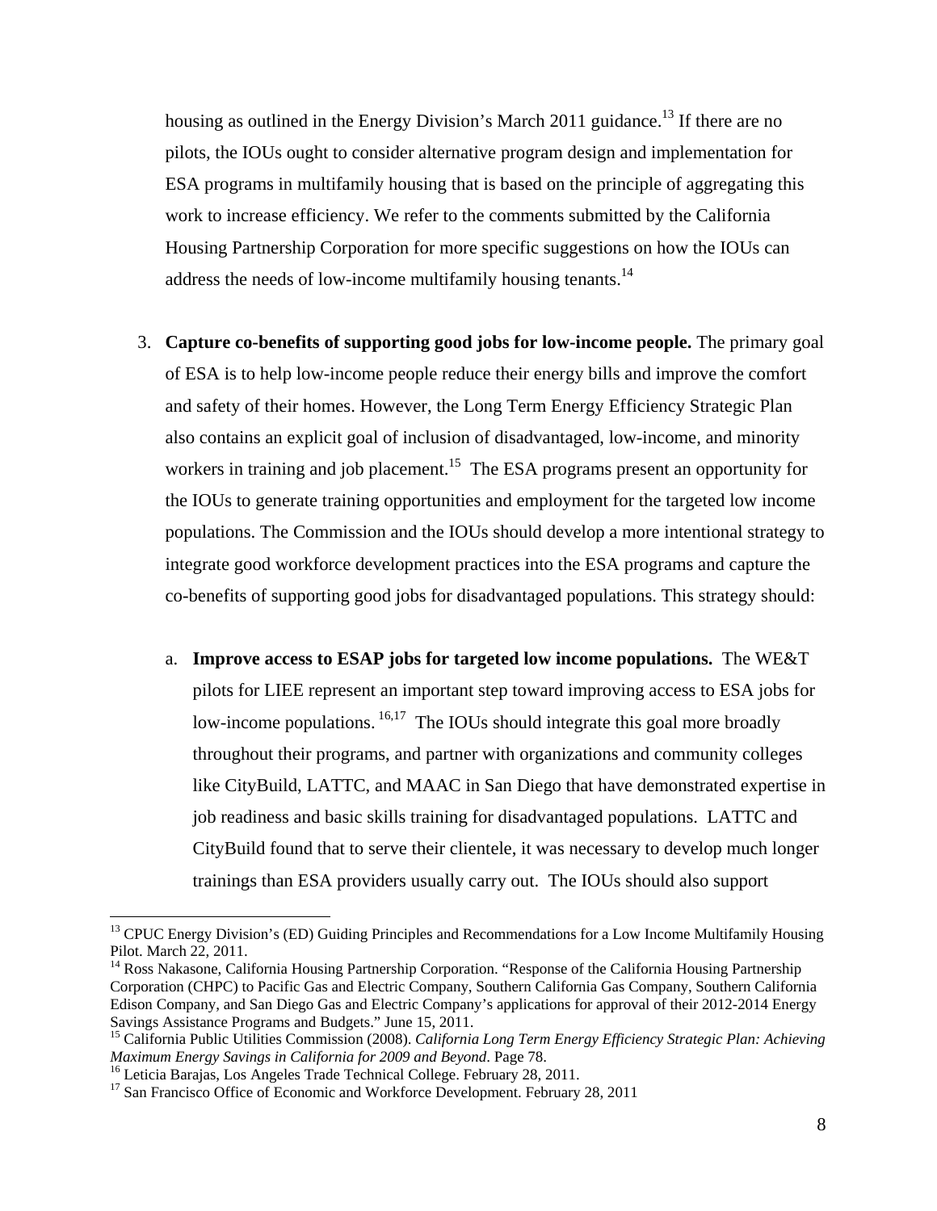housing as outlined in the Energy Division's March 2011 guidance.[13] If there are no pilots, the IOUs ought to consider alternative program design and implementation for ESA programs in multifamily housing that is based on the principle of aggregating this work to increase efficiency. We refer to the comments submitted by the California Housing Partnership Corporation for more specific suggestions on how the IOUs can address the needs of low-income multifamily housing tenants.[14]

3. **Capture co-benefits of supporting good jobs for low-income people.** The primary goal of ESA is to help low-income people reduce their energy bills and improve the comfort and safety of their homes. However, the Long Term Energy Efficiency Strategic Plan also contains an explicit goal of inclusion of disadvantaged, low-income, and minority workers in training and job placement.[15] The ESA programs present an opportunity for the IOUs to generate training opportunities and employment for the targeted low income populations. The Commission and the IOUs should develop a more intentional strategy to integrate good workforce development practices into the ESA programs and capture the co-benefits of supporting good jobs for disadvantaged populations. This strategy should:

   a. **Improve access to ESAP jobs for targeted low income populations.** The WE&T pilots for LIEE represent an important step toward improving access to ESA jobs for low-income populations. [16,17] The IOUs should integrate this goal more broadly throughout their programs, and partner with organizations and community colleges like CityBuild, LATTC, and MAAC in San Diego that have demonstrated expertise in job readiness and basic skills training for disadvantaged populations. LATTC and CityBuild found that to serve their clientele, it was necessary to develop much longer trainings than ESA providers usually carry out. The IOUs should also support

---

[13] CPUC Energy Division's (ED) Guiding Principles and Recommendations for a Low Income Multifamily Housing Pilot. March 22, 2011.

[14] Ross Nakasone, California Housing Partnership Corporation. "Response of the California Housing Partnership Corporation (CHPC) to Pacific Gas and Electric Company, Southern California Gas Company, Southern California Edison Company, and San Diego Gas and Electric Company's applications for approval of their 2012-2014 Energy Savings Assistance Programs and Budgets." June 15, 2011.

[15] California Public Utilities Commission (2008). *California Long Term Energy Efficiency Strategic Plan: Achieving Maximum Energy Savings in California for 2009 and Beyond*. Page 78.

[16] Leticia Barajas, Los Angeles Trade Technical College. February 28, 2011.

[17] San Francisco Office of Economic and Workforce Development. February 28, 2011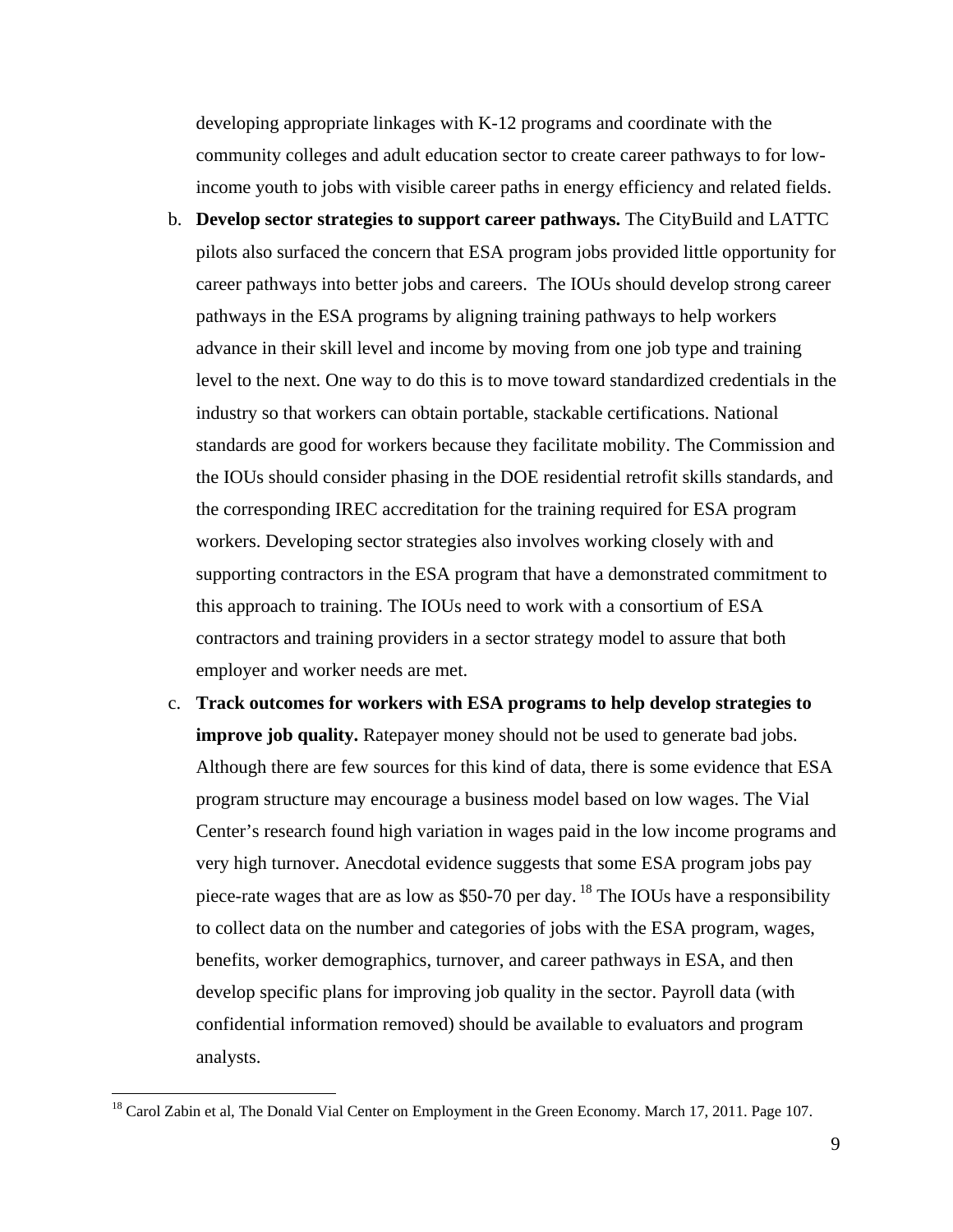developing appropriate linkages with K-12 programs and coordinate with the community colleges and adult education sector to create career pathways to for low-income youth to jobs with visible career paths in energy efficiency and related fields.

b. **Develop sector strategies to support career pathways.** The CityBuild and LATTC pilots also surfaced the concern that ESA program jobs provided little opportunity for career pathways into better jobs and careers. The IOUs should develop strong career pathways in the ESA programs by aligning training pathways to help workers advance in their skill level and income by moving from one job type and training level to the next. One way to do this is to move toward standardized credentials in the industry so that workers can obtain portable, stackable certifications. National standards are good for workers because they facilitate mobility. The Commission and the IOUs should consider phasing in the DOE residential retrofit skills standards, and the corresponding IREC accreditation for the training required for ESA program workers. Developing sector strategies also involves working closely with and supporting contractors in the ESA program that have a demonstrated commitment to this approach to training. The IOUs need to work with a consortium of ESA contractors and training providers in a sector strategy model to assure that both employer and worker needs are met.

c. **Track outcomes for workers with ESA programs to help develop strategies to improve job quality.** Ratepayer money should not be used to generate bad jobs. Although there are few sources for this kind of data, there is some evidence that ESA program structure may encourage a business model based on low wages. The Vial Center's research found high variation in wages paid in the low income programs and very high turnover. Anecdotal evidence suggests that some ESA program jobs pay piece-rate wages that are as low as $50-70 per day. [18] The IOUs have a responsibility to collect data on the number and categories of jobs with the ESA program, wages, benefits, worker demographics, turnover, and career pathways in ESA, and then develop specific plans for improving job quality in the sector. Payroll data (with confidential information removed) should be available to evaluators and program analysts.

---

[18] Carol Zabin et al, The Donald Vial Center on Employment in the Green Economy. March 17, 2011. Page 107.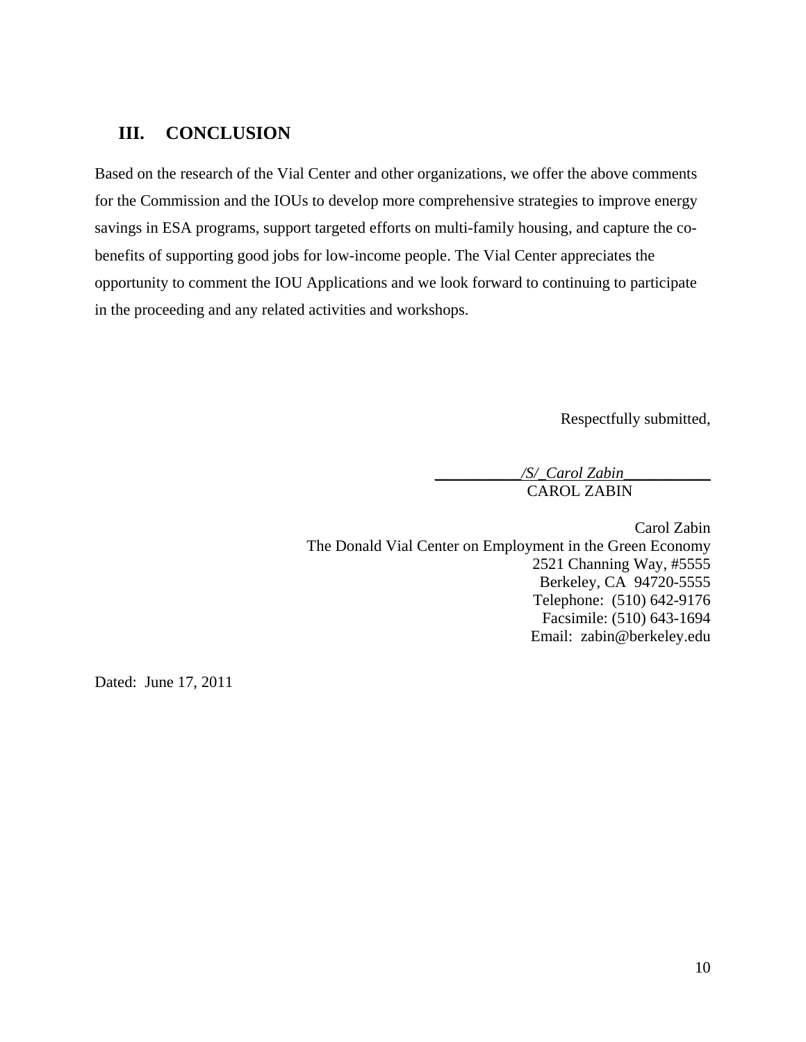## III. CONCLUSION

Based on the research of the Vial Center and other organizations, we offer the above comments for the Commission and the IOUs to develop more comprehensive strategies to improve energy savings in ESA programs, support targeted efforts on multi-family housing, and capture the co-benefits of supporting good jobs for low-income people. The Vial Center appreciates the opportunity to comment the IOU Applications and we look forward to continuing to participate in the proceeding and any related activities and workshops.

Respectfully submitted,

___________*/S/ Carol Zabin*___________
CAROL ZABIN

Carol Zabin
The Donald Vial Center on Employment in the Green Economy
2521 Channing Way, #5555
Berkeley, CA 94720-5555
Telephone: (510) 642-9176
Facsimile: (510) 643-1694
Email: zabin@berkeley.edu

Dated: June 17, 2011